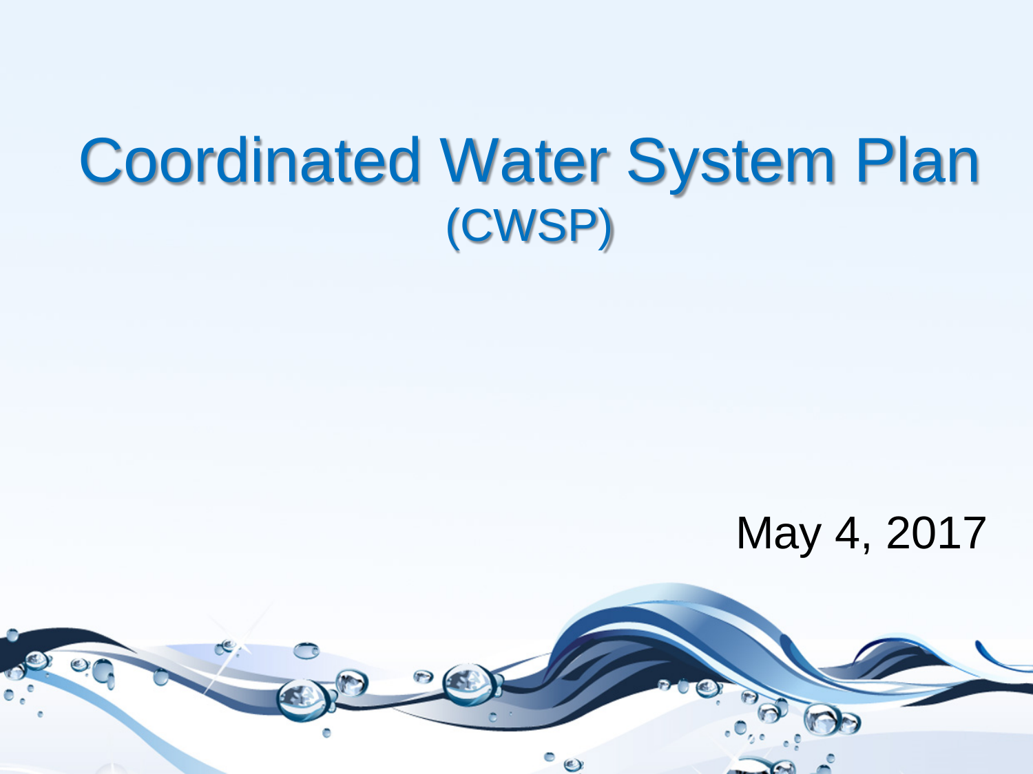# Coordinated Water System Plan

(CWSP)

May 4, 2017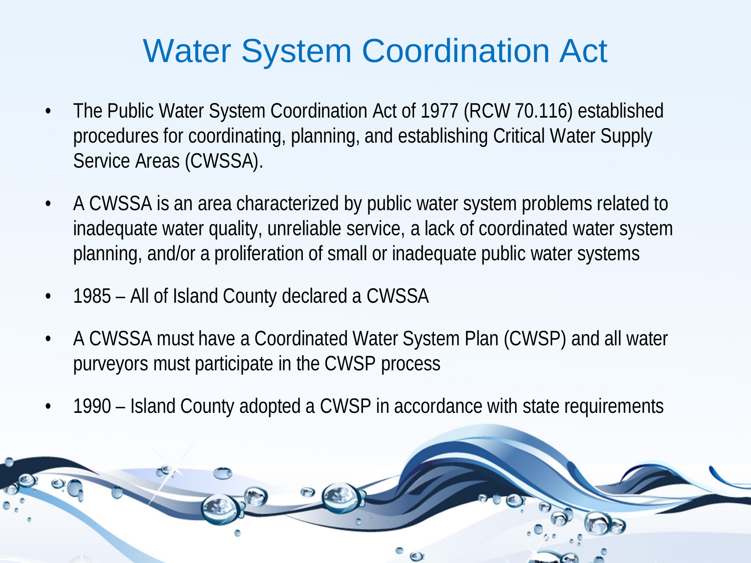# Water System Coordination Act

- The Public Water System Coordination Act of 1977 (RCW 70.116) established procedures for coordinating, planning, and establishing Critical Water Supply Service Areas (CWSSA).
- A CWSSA is an area characterized by public water system problems related to inadequate water quality, unreliable service, a lack of coordinated water system planning, and/or a proliferation of small or inadequate public water systems
- 1985 – All of Island County declared a CWSSA
- A CWSSA must have a Coordinated Water System Plan (CWSP) and all water purveyors must participate in the CWSP process
- 1990 – Island County adopted a CWSP in accordance with state requirements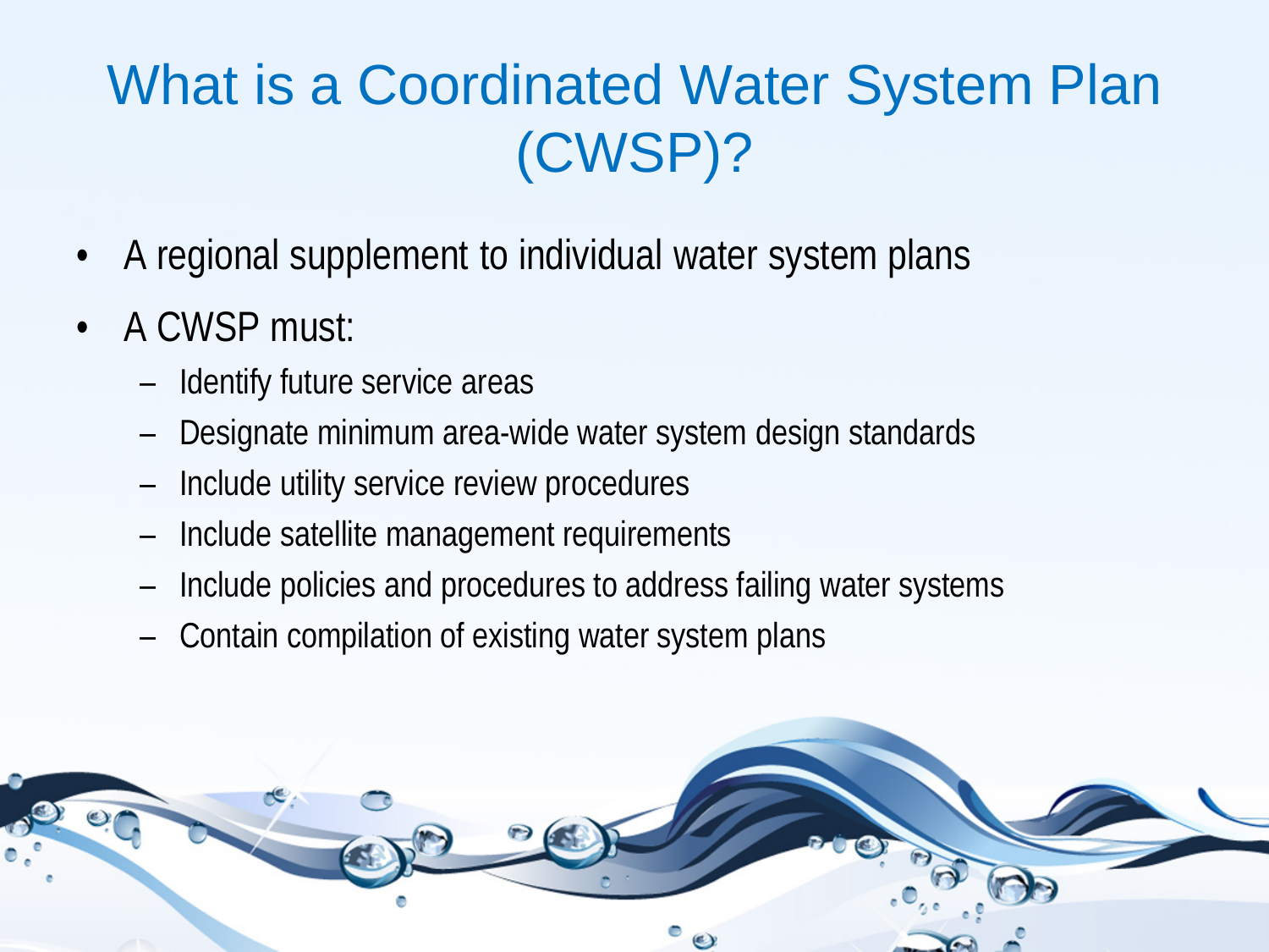# What is a Coordinated Water System Plan (CWSP)?

- A regional supplement to individual water system plans
- A CWSP must:
  - Identify future service areas
  - Designate minimum area-wide water system design standards
  - Include utility service review procedures
  - Include satellite management requirements
  - Include policies and procedures to address failing water systems
  - Contain compilation of existing water system plans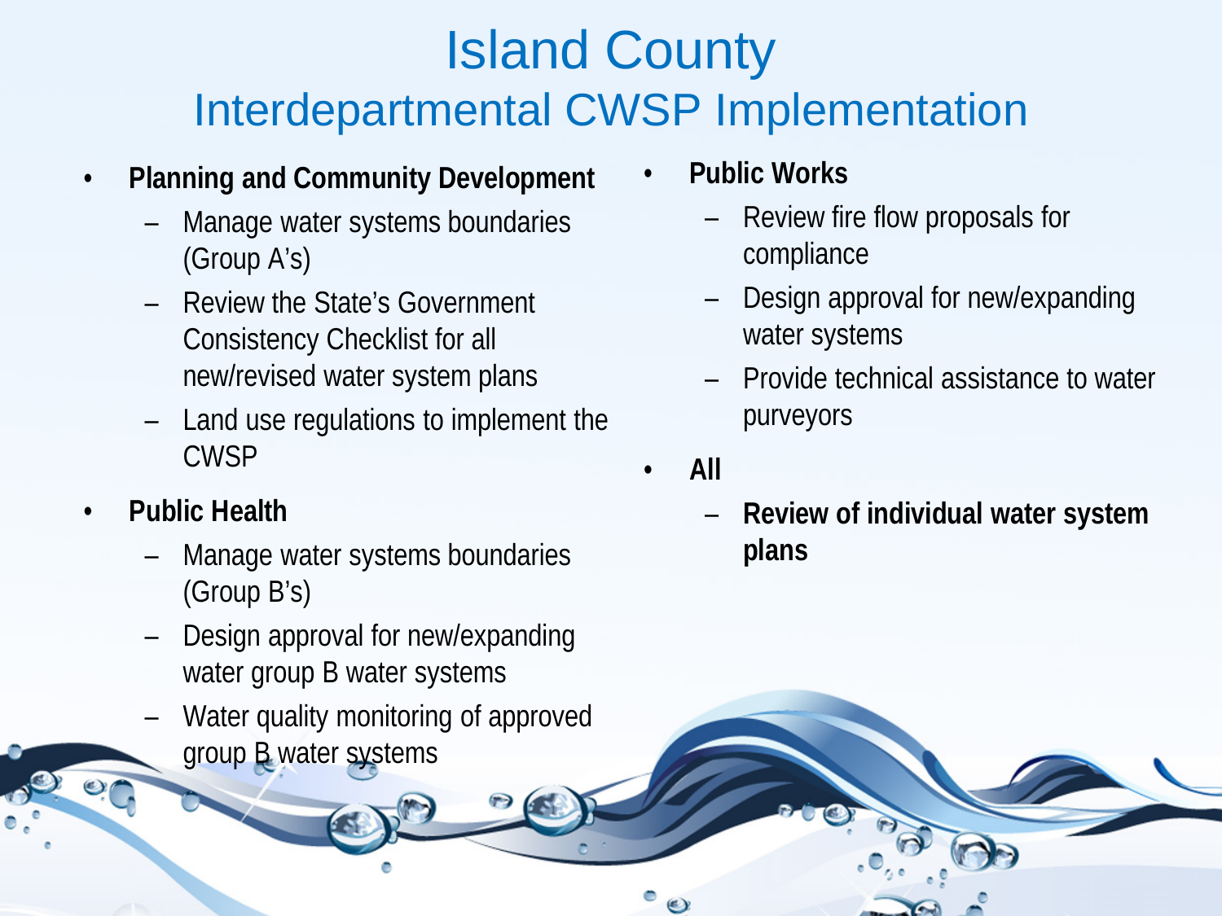# Island County

## Interdepartmental CWSP Implementation

- **Planning and Community Development**
  - Manage water systems boundaries (Group A's)
  - Review the State's Government Consistency Checklist for all new/revised water system plans
  - Land use regulations to implement the CWSP
- **Public Health**
  - Manage water systems boundaries (Group B's)
  - Design approval for new/expanding water group B water systems
  - Water quality monitoring of approved group B water systems
- **Public Works**
  - Review fire flow proposals for compliance
  - Design approval for new/expanding water systems
  - Provide technical assistance to water purveyors
- **All**
  - **Review of individual water system plans**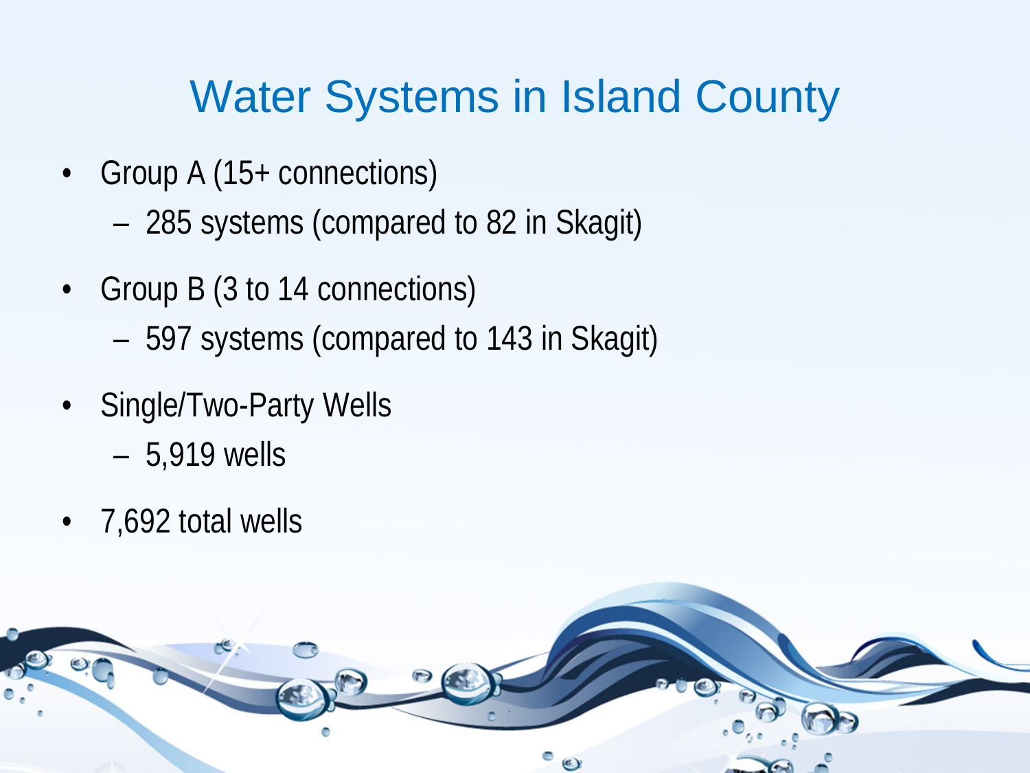# Water Systems in Island County

- Group A (15+ connections)
  - 285 systems (compared to 82 in Skagit)
- Group B (3 to 14 connections)
  - 597 systems (compared to 143 in Skagit)
- Single/Two-Party Wells
  - 5,919 wells
- 7,692 total wells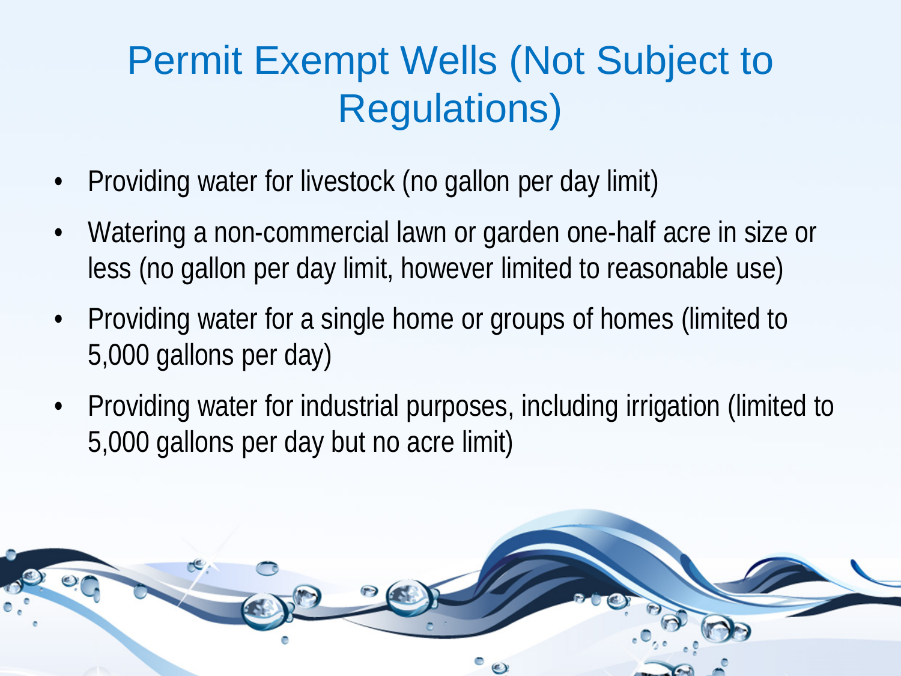# Permit Exempt Wells (Not Subject to Regulations)

- Providing water for livestock (no gallon per day limit)
- Watering a non-commercial lawn or garden one-half acre in size or less (no gallon per day limit, however limited to reasonable use)
- Providing water for a single home or groups of homes (limited to 5,000 gallons per day)
- Providing water for industrial purposes, including irrigation (limited to 5,000 gallons per day but no acre limit)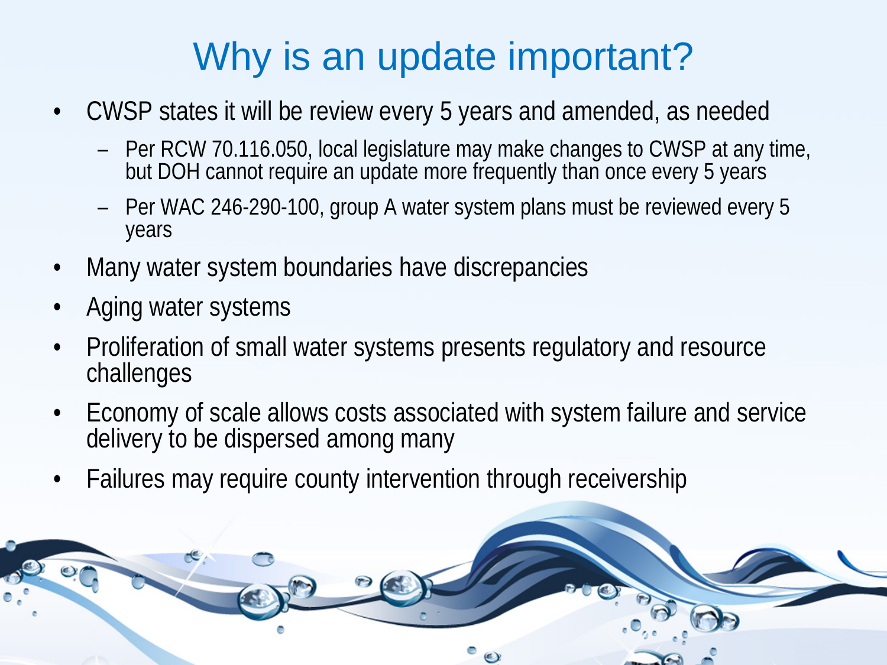# Why is an update important?

- CWSP states it will be review every 5 years and amended, as needed
  - Per RCW 70.116.050, local legislature may make changes to CWSP at any time, but DOH cannot require an update more frequently than once every 5 years
  - Per WAC 246-290-100, group A water system plans must be reviewed every 5 years
- Many water system boundaries have discrepancies
- Aging water systems
- Proliferation of small water systems presents regulatory and resource challenges
- Economy of scale allows costs associated with system failure and service delivery to be dispersed among many
- Failures may require county intervention through receivership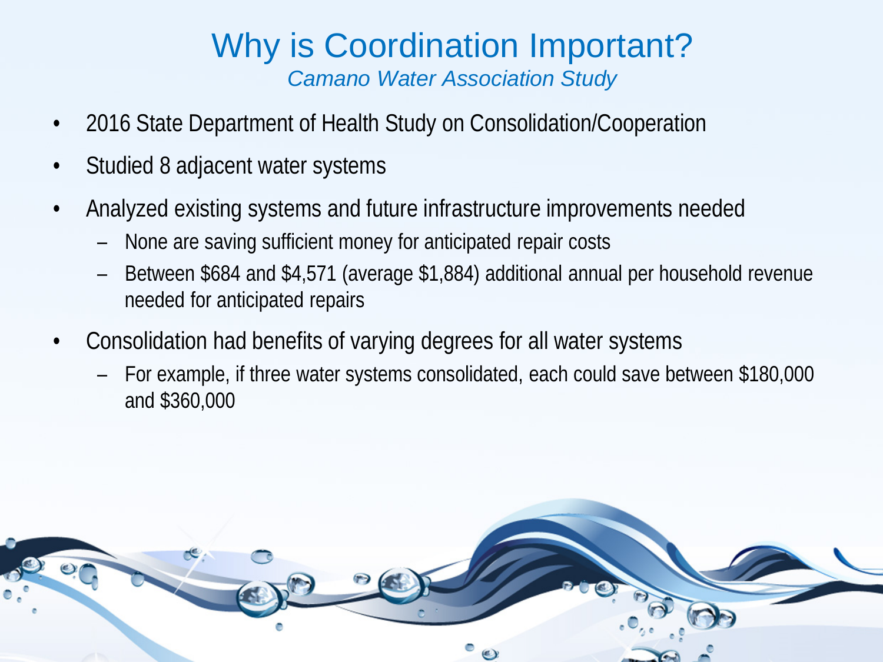# Why is Coordination Important?

*Camano Water Association Study*

- 2016 State Department of Health Study on Consolidation/Cooperation
- Studied 8 adjacent water systems
- Analyzed existing systems and future infrastructure improvements needed
  - None are saving sufficient money for anticipated repair costs
  - Between $684 and $4,571 (average $1,884) additional annual per household revenue needed for anticipated repairs
- Consolidation had benefits of varying degrees for all water systems
  - For example, if three water systems consolidated, each could save between $180,000 and $360,000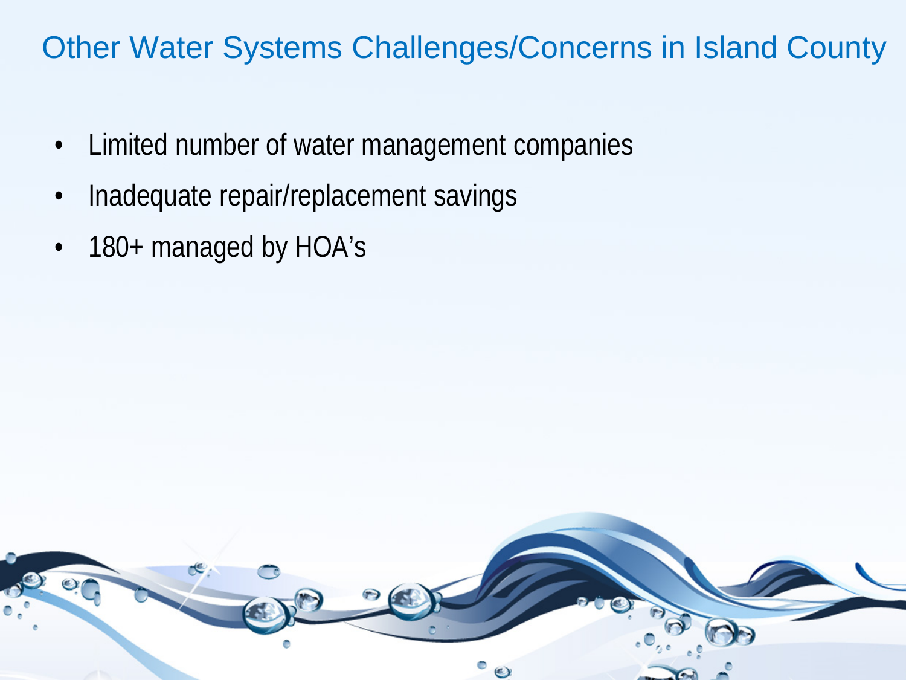# Other Water Systems Challenges/Concerns in Island County

- Limited number of water management companies
- Inadequate repair/replacement savings
- 180+ managed by HOA's